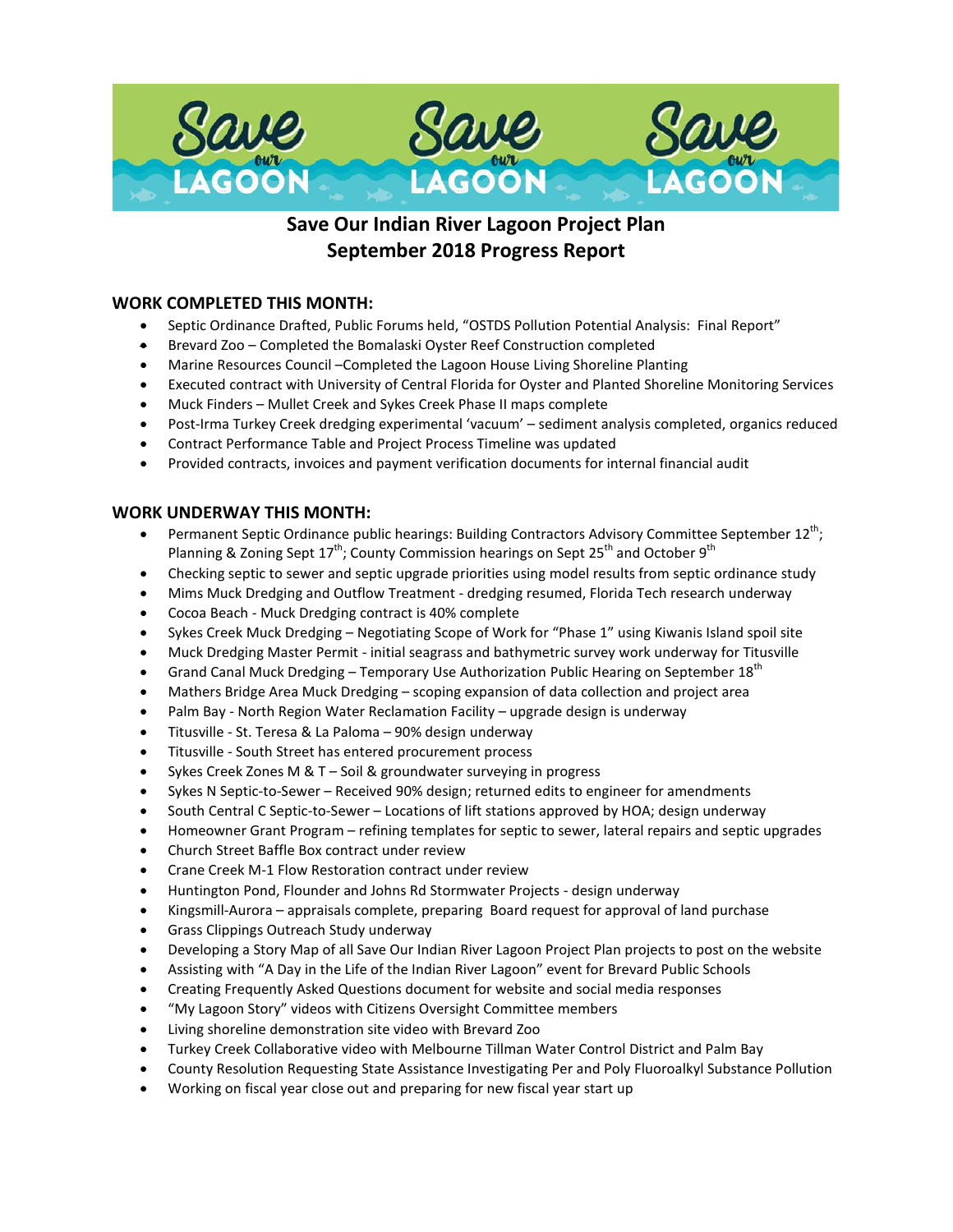# Save Our Indian River Lagoon Project Plan
# September 2018 Progress Report

## WORK COMPLETED THIS MONTH:

- Septic Ordinance Drafted, Public Forums held, "OSTDS Pollution Potential Analysis: Final Report"
- Brevard Zoo – Completed the Bomalaski Oyster Reef Construction completed
- Marine Resources Council –Completed the Lagoon House Living Shoreline Planting
- Executed contract with University of Central Florida for Oyster and Planted Shoreline Monitoring Services
- Muck Finders – Mullet Creek and Sykes Creek Phase II maps complete
- Post-Irma Turkey Creek dredging experimental 'vacuum' – sediment analysis completed, organics reduced
- Contract Performance Table and Project Process Timeline was updated
- Provided contracts, invoices and payment verification documents for internal financial audit

## WORK UNDERWAY THIS MONTH:

- Permanent Septic Ordinance public hearings: Building Contractors Advisory Committee September 12th; Planning & Zoning Sept 17th; County Commission hearings on Sept 25th and October 9th
- Checking septic to sewer and septic upgrade priorities using model results from septic ordinance study
- Mims Muck Dredging and Outflow Treatment - dredging resumed, Florida Tech research underway
- Cocoa Beach - Muck Dredging contract is 40% complete
- Sykes Creek Muck Dredging – Negotiating Scope of Work for "Phase 1" using Kiwanis Island spoil site
- Muck Dredging Master Permit - initial seagrass and bathymetric survey work underway for Titusville
- Grand Canal Muck Dredging – Temporary Use Authorization Public Hearing on September 18th
- Mathers Bridge Area Muck Dredging – scoping expansion of data collection and project area
- Palm Bay - North Region Water Reclamation Facility – upgrade design is underway
- Titusville - St. Teresa & La Paloma – 90% design underway
- Titusville - South Street has entered procurement process
- Sykes Creek Zones M & T – Soil & groundwater surveying in progress
- Sykes N Septic-to-Sewer – Received 90% design; returned edits to engineer for amendments
- South Central C Septic-to-Sewer – Locations of lift stations approved by HOA; design underway
- Homeowner Grant Program – refining templates for septic to sewer, lateral repairs and septic upgrades
- Church Street Baffle Box contract under review
- Crane Creek M-1 Flow Restoration contract under review
- Huntington Pond, Flounder and Johns Rd Stormwater Projects - design underway
- Kingsmill-Aurora – appraisals complete, preparing Board request for approval of land purchase
- Grass Clippings Outreach Study underway
- Developing a Story Map of all Save Our Indian River Lagoon Project Plan projects to post on the website
- Assisting with "A Day in the Life of the Indian River Lagoon" event for Brevard Public Schools
- Creating Frequently Asked Questions document for website and social media responses
- "My Lagoon Story" videos with Citizens Oversight Committee members
- Living shoreline demonstration site video with Brevard Zoo
- Turkey Creek Collaborative video with Melbourne Tillman Water Control District and Palm Bay
- County Resolution Requesting State Assistance Investigating Per and Poly Fluoroalkyl Substance Pollution
- Working on fiscal year close out and preparing for new fiscal year start up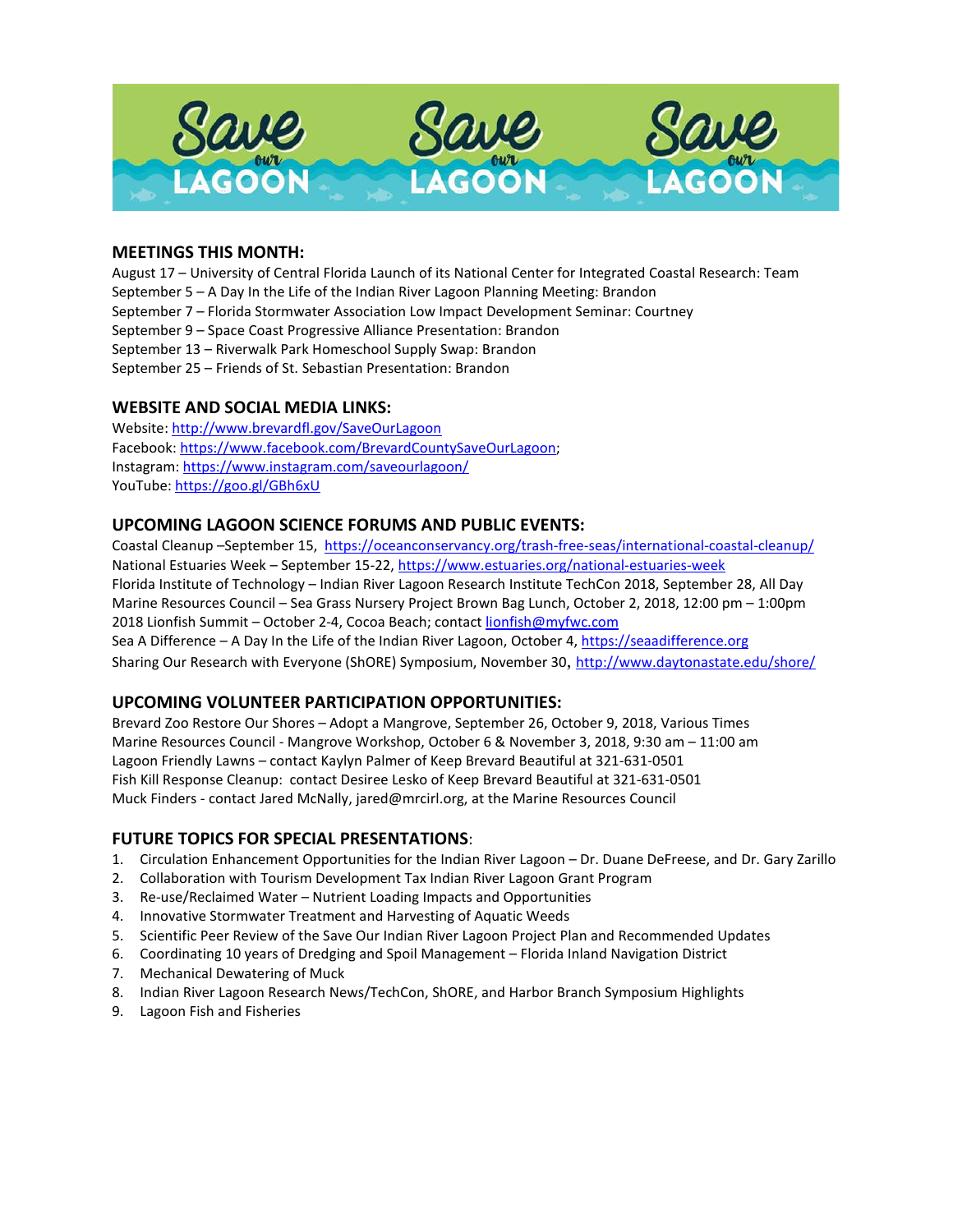## MEETINGS THIS MONTH:

August 17 – University of Central Florida Launch of its National Center for Integrated Coastal Research: Team
September 5 – A Day In the Life of the Indian River Lagoon Planning Meeting: Brandon
September 7 – Florida Stormwater Association Low Impact Development Seminar: Courtney
September 9 – Space Coast Progressive Alliance Presentation: Brandon
September 13 – Riverwalk Park Homeschool Supply Swap: Brandon
September 25 – Friends of St. Sebastian Presentation: Brandon

## WEBSITE AND SOCIAL MEDIA LINKS:

Website: http://www.brevardfl.gov/SaveOurLagoon
Facebook: https://www.facebook.com/BrevardCountySaveOurLagoon;
Instagram: https://www.instagram.com/saveourlagoon/
YouTube: https://goo.gl/GBh6xU

## UPCOMING LAGOON SCIENCE FORUMS AND PUBLIC EVENTS:

Coastal Cleanup –September 15, https://oceanconservancy.org/trash-free-seas/international-coastal-cleanup/
National Estuaries Week – September 15-22, https://www.estuaries.org/national-estuaries-week
Florida Institute of Technology – Indian River Lagoon Research Institute TechCon 2018, September 28, All Day
Marine Resources Council – Sea Grass Nursery Project Brown Bag Lunch, October 2, 2018, 12:00 pm – 1:00pm
2018 Lionfish Summit – October 2-4, Cocoa Beach; contact lionfish@myfwc.com
Sea A Difference – A Day In the Life of the Indian River Lagoon, October 4, https://seaadifference.org
Sharing Our Research with Everyone (ShORE) Symposium, November 30, http://www.daytonastate.edu/shore/

## UPCOMING VOLUNTEER PARTICIPATION OPPORTUNITIES:

Brevard Zoo Restore Our Shores – Adopt a Mangrove, September 26, October 9, 2018, Various Times
Marine Resources Council - Mangrove Workshop, October 6 & November 3, 2018, 9:30 am – 11:00 am
Lagoon Friendly Lawns – contact Kaylyn Palmer of Keep Brevard Beautiful at 321-631-0501
Fish Kill Response Cleanup: contact Desiree Lesko of Keep Brevard Beautiful at 321-631-0501
Muck Finders - contact Jared McNally, jared@mrcirl.org, at the Marine Resources Council

## FUTURE TOPICS FOR SPECIAL PRESENTATIONS:

1. Circulation Enhancement Opportunities for the Indian River Lagoon – Dr. Duane DeFreese, and Dr. Gary Zarillo
2. Collaboration with Tourism Development Tax Indian River Lagoon Grant Program
3. Re-use/Reclaimed Water – Nutrient Loading Impacts and Opportunities
4. Innovative Stormwater Treatment and Harvesting of Aquatic Weeds
5. Scientific Peer Review of the Save Our Indian River Lagoon Project Plan and Recommended Updates
6. Coordinating 10 years of Dredging and Spoil Management – Florida Inland Navigation District
7. Mechanical Dewatering of Muck
8. Indian River Lagoon Research News/TechCon, ShORE, and Harbor Branch Symposium Highlights
9. Lagoon Fish and Fisheries